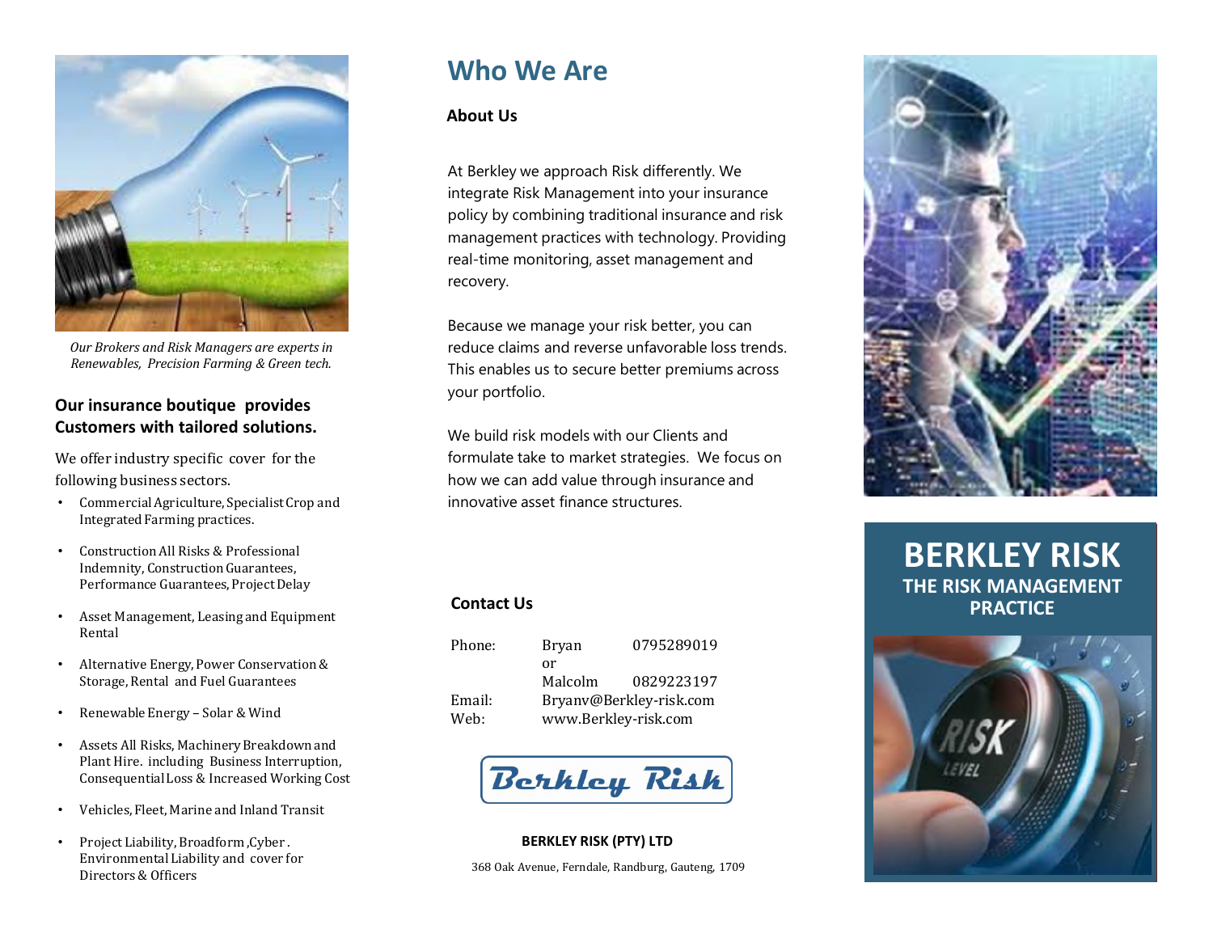*Our Brokers and Risk Managers are experts in Renewables, Precision Farming & Green tech.*

### Our insurance boutique provides Customers with tailored solutions.

We offer industry specific cover for the following business sectors.

- Commercial Agriculture, Specialist Crop and Integrated Farming practices.
- Construction All Risks & Professional Indemnity, Construction Guarantees, Performance Guarantees, Project Delay
- Asset Management, Leasing and Equipment Rental
- Alternative Energy, Power Conservation & Storage, Rental and Fuel Guarantees
- Renewable Energy – Solar & Wind
- Assets All Risks, Machinery Breakdown and Plant Hire. including Business Interruption, Consequential Loss & Increased Working Cost
- Vehicles, Fleet, Marine and Inland Transit
- Project Liability, Broadform ,Cyber . Environmental Liability and cover for Directors & Officers

## Who We Are

### About Us

At Berkley we approach Risk differently. We integrate Risk Management into your insurance policy by combining traditional insurance and risk management practices with technology. Providing real-time monitoring, asset management and recovery.

Because we manage your risk better, you can reduce claims and reverse unfavorable loss trends. This enables us to secure better premiums across your portfolio.

We build risk models with our Clients and formulate take to market strategies. We focus on how we can add value through insurance and innovative asset finance structures.

### Contact Us

| | | |
|---|---|---|
| Phone: | Bryan | 0795289019 |
| | or | |
| | Malcolm | 0829223197 |
| Email: | Bryanv@Berkley-risk.com | |
| Web: | www.Berkley-risk.com | |

Berkley Risk

**BERKLEY RISK (PTY) LTD**

368 Oak Avenue, Ferndale, Randburg, Gauteng, 1709

# BERKLEY RISK

## THE RISK MANAGEMENT PRACTICE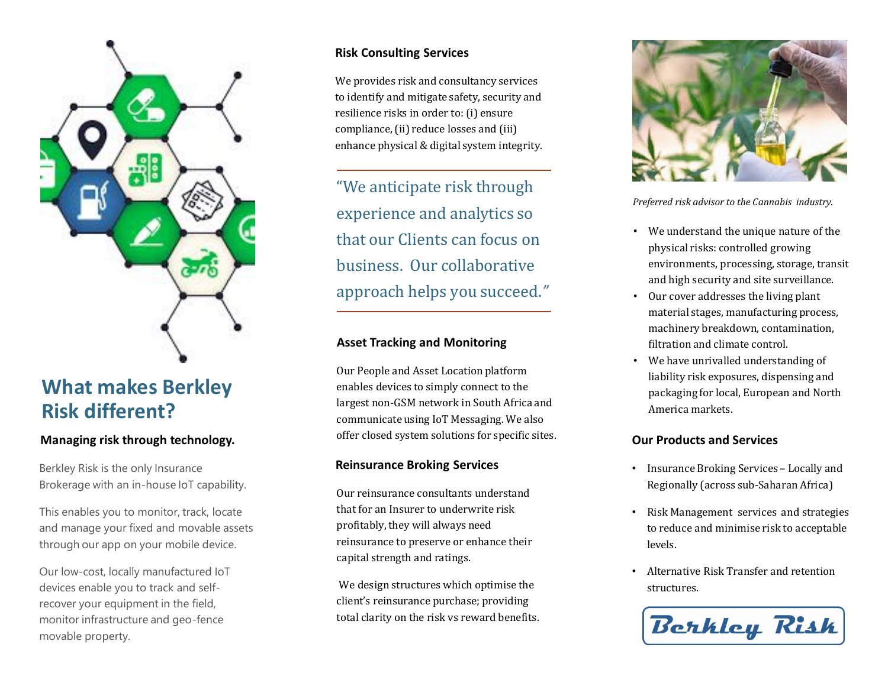## What makes Berkley Risk different?

**Managing risk through technology.**

Berkley Risk is the only Insurance Brokerage with an in-house IoT capability.

This enables you to monitor, track, locate and manage your fixed and movable assets through our app on your mobile device.

Our low-cost, locally manufactured IoT devices enable you to track and self-recover your equipment in the field, monitor infrastructure and geo-fence movable property.

### Risk Consulting Services

We provides risk and consultancy services to identify and mitigate safety, security and resilience risks in order to: (i) ensure compliance, (ii) reduce losses and (iii) enhance physical & digital system integrity.

> "We anticipate risk through experience and analytics so that our Clients can focus on business. Our collaborative approach helps you succeed."

### Asset Tracking and Monitoring

Our People and Asset Location platform enables devices to simply connect to the largest non-GSM network in South Africa and communicate using IoT Messaging. We also offer closed system solutions for specific sites.

### Reinsurance Broking Services

Our reinsurance consultants understand that for an Insurer to underwrite risk profitably, they will always need reinsurance to preserve or enhance their capital strength and ratings.

We design structures which optimise the client's reinsurance purchase; providing total clarity on the risk vs reward benefits.

*Preferred risk advisor to the Cannabis industry.*

- We understand the unique nature of the physical risks: controlled growing environments, processing, storage, transit and high security and site surveillance.
- Our cover addresses the living plant material stages, manufacturing process, machinery breakdown, contamination, filtration and climate control.
- We have unrivalled understanding of liability risk exposures, dispensing and packaging for local, European and North America markets.

### Our Products and Services

- Insurance Broking Services – Locally and Regionally (across sub-Saharan Africa)
- Risk Management services and strategies to reduce and minimise risk to acceptable levels.
- Alternative Risk Transfer and retention structures.

Berkley Risk